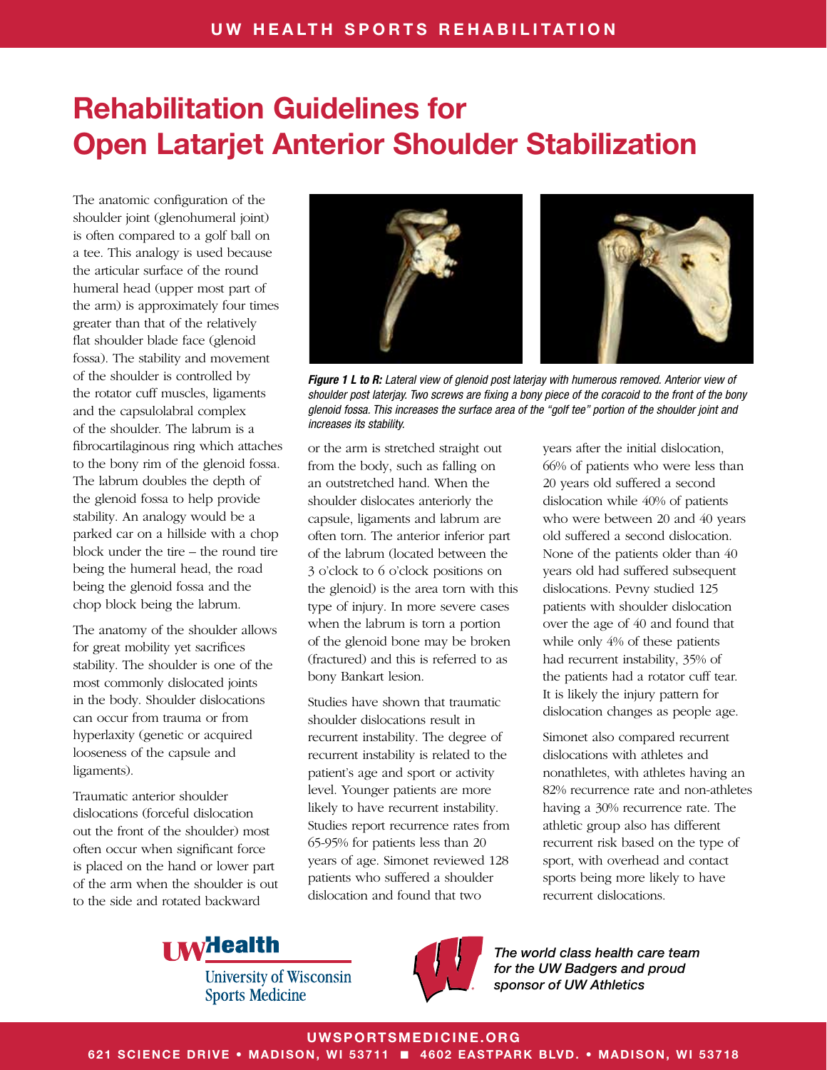# Rehabilitation Guidelines for Open Latarjet Anterior Shoulder Stabilization

The anatomic configuration of the shoulder joint (glenohumeral joint) is often compared to a golf ball on a tee. This analogy is used because the articular surface of the round humeral head (upper most part of the arm) is approximately four times greater than that of the relatively flat shoulder blade face (glenoid fossa). The stability and movement of the shoulder is controlled by the rotator cuff muscles, ligaments and the capsulolabral complex of the shoulder. The labrum is a fibrocartilaginous ring which attaches to the bony rim of the glenoid fossa. The labrum doubles the depth of the glenoid fossa to help provide stability. An analogy would be a parked car on a hillside with a chop block under the tire – the round tire being the humeral head, the road being the glenoid fossa and the chop block being the labrum.

The anatomy of the shoulder allows for great mobility yet sacrifices stability. The shoulder is one of the most commonly dislocated joints in the body. Shoulder dislocations can occur from trauma or from hyperlaxity (genetic or acquired looseness of the capsule and ligaments).

Traumatic anterior shoulder dislocations (forceful dislocation out the front of the shoulder) most often occur when significant force is placed on the hand or lower part of the arm when the shoulder is out to the side and rotated backward or the arm is stretched straight out from the body, such as falling on an outstretched hand. When the shoulder dislocates anteriorly the capsule, ligaments and labrum are often torn. The anterior inferior part of the labrum (located between the 3 o'clock to 6 o'clock positions on the glenoid) is the area torn with this type of injury. In more severe cases when the labrum is torn a portion of the glenoid bone may be broken (fractured) and this is referred to as bony Bankart lesion.

*Figure 1 L to R: Lateral view of glenoid post laterjay with humerous removed. Anterior view of shoulder post laterjay. Two screws are fixing a bony piece of the coracoid to the front of the bony glenoid fossa. This increases the surface area of the "golf tee" portion of the shoulder joint and increases its stability.*

Studies have shown that traumatic shoulder dislocations result in recurrent instability. The degree of recurrent instability is related to the patient's age and sport or activity level. Younger patients are more likely to have recurrent instability. Studies report recurrence rates from 65-95% for patients less than 20 years of age. Simonet reviewed 128 patients who suffered a shoulder dislocation and found that two years after the initial dislocation, 66% of patients who were less than 20 years old suffered a second dislocation while 40% of patients who were between 20 and 40 years old suffered a second dislocation. None of the patients older than 40 years old had suffered subsequent dislocations. Pevny studied 125 patients with shoulder dislocation over the age of 40 and found that while only 4% of these patients had recurrent instability, 35% of the patients had a rotator cuff tear. It is likely the injury pattern for dislocation changes as people age.

Simonet also compared recurrent dislocations with athletes and nonathletes, with athletes having an 82% recurrence rate and non-athletes having a 30% recurrence rate. The athletic group also has different recurrent risk based on the type of sport, with overhead and contact sports being more likely to have recurrent dislocations.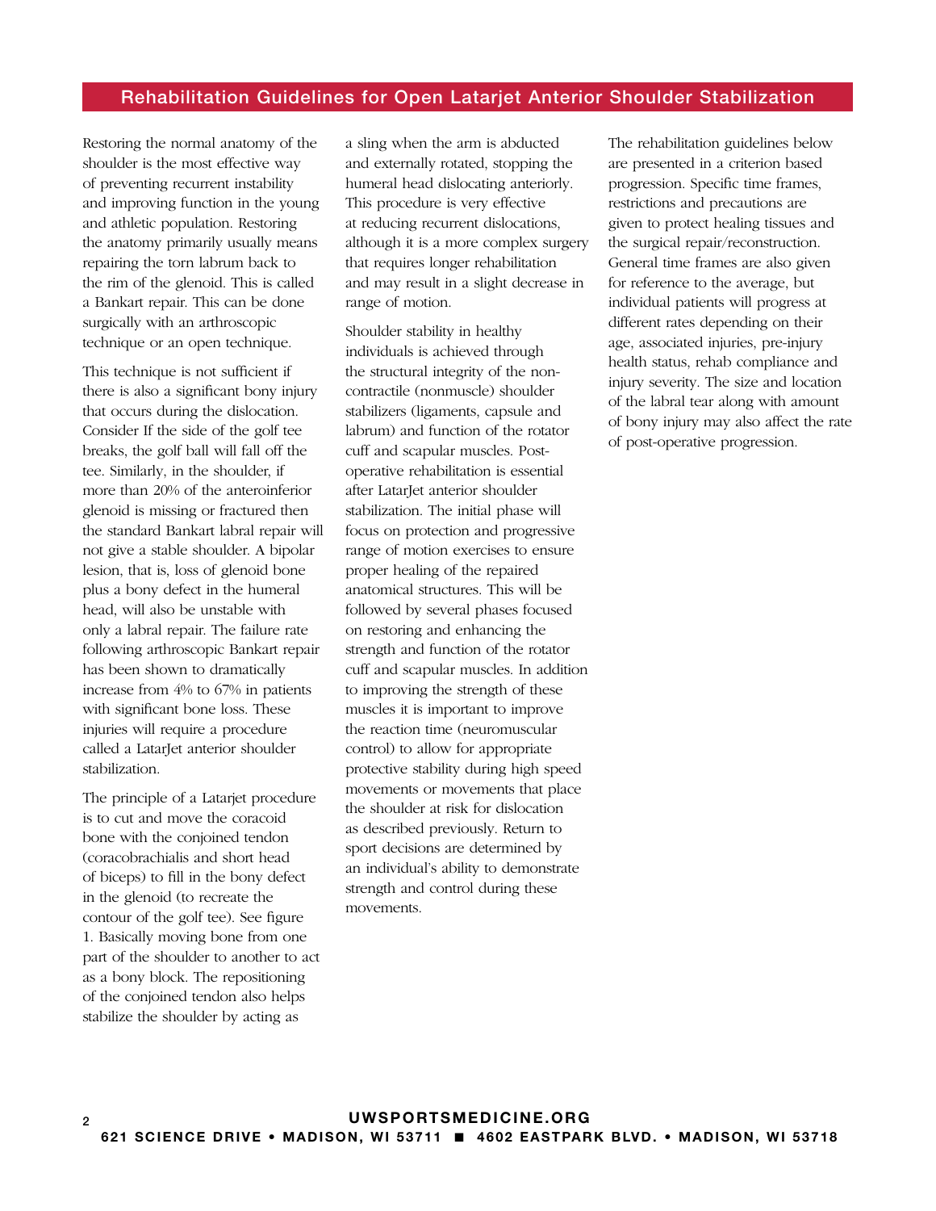## Rehabilitation Guidelines for Open Latarjet Anterior Shoulder Stabilization

Restoring the normal anatomy of the shoulder is the most effective way of preventing recurrent instability and improving function in the young and athletic population. Restoring the anatomy primarily usually means repairing the torn labrum back to the rim of the glenoid. This is called a Bankart repair. This can be done surgically with an arthroscopic technique or an open technique.

This technique is not sufficient if there is also a significant bony injury that occurs during the dislocation. Consider If the side of the golf tee breaks, the golf ball will fall off the tee. Similarly, in the shoulder, if more than 20% of the anteroinferior glenoid is missing or fractured then the standard Bankart labral repair will not give a stable shoulder. A bipolar lesion, that is, loss of glenoid bone plus a bony defect in the humeral head, will also be unstable with only a labral repair. The failure rate following arthroscopic Bankart repair has been shown to dramatically increase from 4% to 67% in patients with significant bone loss. These injuries will require a procedure called a LatarJet anterior shoulder stabilization.

The principle of a Latarjet procedure is to cut and move the coracoid bone with the conjoined tendon (coracobrachialis and short head of biceps) to fill in the bony defect in the glenoid (to recreate the contour of the golf tee). See figure 1. Basically moving bone from one part of the shoulder to another to act as a bony block. The repositioning of the conjoined tendon also helps stabilize the shoulder by acting as a sling when the arm is abducted and externally rotated, stopping the humeral head dislocating anteriorly. This procedure is very effective at reducing recurrent dislocations, although it is a more complex surgery that requires longer rehabilitation and may result in a slight decrease in range of motion.

Shoulder stability in healthy individuals is achieved through the structural integrity of the non-contractile (nonmuscle) shoulder stabilizers (ligaments, capsule and labrum) and function of the rotator cuff and scapular muscles. Post-operative rehabilitation is essential after LatarJet anterior shoulder stabilization. The initial phase will focus on protection and progressive range of motion exercises to ensure proper healing of the repaired anatomical structures. This will be followed by several phases focused on restoring and enhancing the strength and function of the rotator cuff and scapular muscles. In addition to improving the strength of these muscles it is important to improve the reaction time (neuromuscular control) to allow for appropriate protective stability during high speed movements or movements that place the shoulder at risk for dislocation as described previously. Return to sport decisions are determined by an individual's ability to demonstrate strength and control during these movements.

The rehabilitation guidelines below are presented in a criterion based progression. Specific time frames, restrictions and precautions are given to protect healing tissues and the surgical repair/reconstruction. General time frames are also given for reference to the average, but individual patients will progress at different rates depending on their age, associated injuries, pre-injury health status, rehab compliance and injury severity. The size and location of the labral tear along with amount of bony injury may also affect the rate of post-operative progression.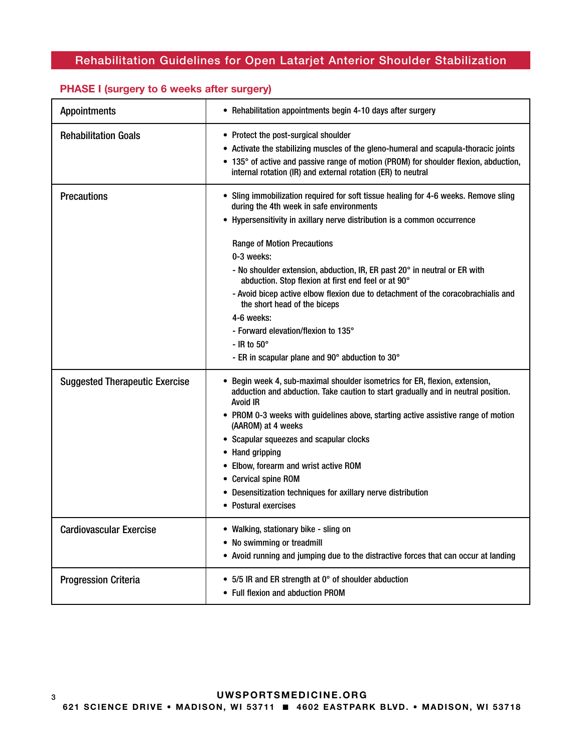## Rehabilitation Guidelines for Open Latarjet Anterior Shoulder Stabilization

### PHASE I (surgery to 6 weeks after surgery)

| | |
|---|---|
| Appointments | • Rehabilitation appointments begin 4-10 days after surgery |
| Rehabilitation Goals | • Protect the post-surgical shoulder<br>• Activate the stabilizing muscles of the gleno-humeral and scapula-thoracic joints<br>• 135° of active and passive range of motion (PROM) for shoulder flexion, abduction, internal rotation (IR) and external rotation (ER) to neutral |
| Precautions | • Sling immobilization required for soft tissue healing for 4-6 weeks. Remove sling during the 4th week in safe environments<br>• Hypersensitivity in axillary nerve distribution is a common occurrence<br><br>Range of Motion Precautions<br>0-3 weeks:<br>- No shoulder extension, abduction, IR, ER past 20° in neutral or ER with abduction. Stop flexion at first end feel or at 90°<br>- Avoid bicep active elbow flexion due to detachment of the coracobrachialis and the short head of the biceps<br>4-6 weeks:<br>- Forward elevation/flexion to 135°<br>- IR to 50°<br>- ER in scapular plane and 90° abduction to 30° |
| Suggested Therapeutic Exercise | • Begin week 4, sub-maximal shoulder isometrics for ER, flexion, extension, adduction and abduction. Take caution to start gradually and in neutral position. Avoid IR<br>• PROM 0-3 weeks with guidelines above, starting active assistive range of motion (AAROM) at 4 weeks<br>• Scapular squeezes and scapular clocks<br>• Hand gripping<br>• Elbow, forearm and wrist active ROM<br>• Cervical spine ROM<br>• Desensitization techniques for axillary nerve distribution<br>• Postural exercises |
| Cardiovascular Exercise | • Walking, stationary bike - sling on<br>• No swimming or treadmill<br>• Avoid running and jumping due to the distractive forces that can occur at landing |
| Progression Criteria | • 5/5 IR and ER strength at 0° of shoulder abduction<br>• Full flexion and abduction PROM |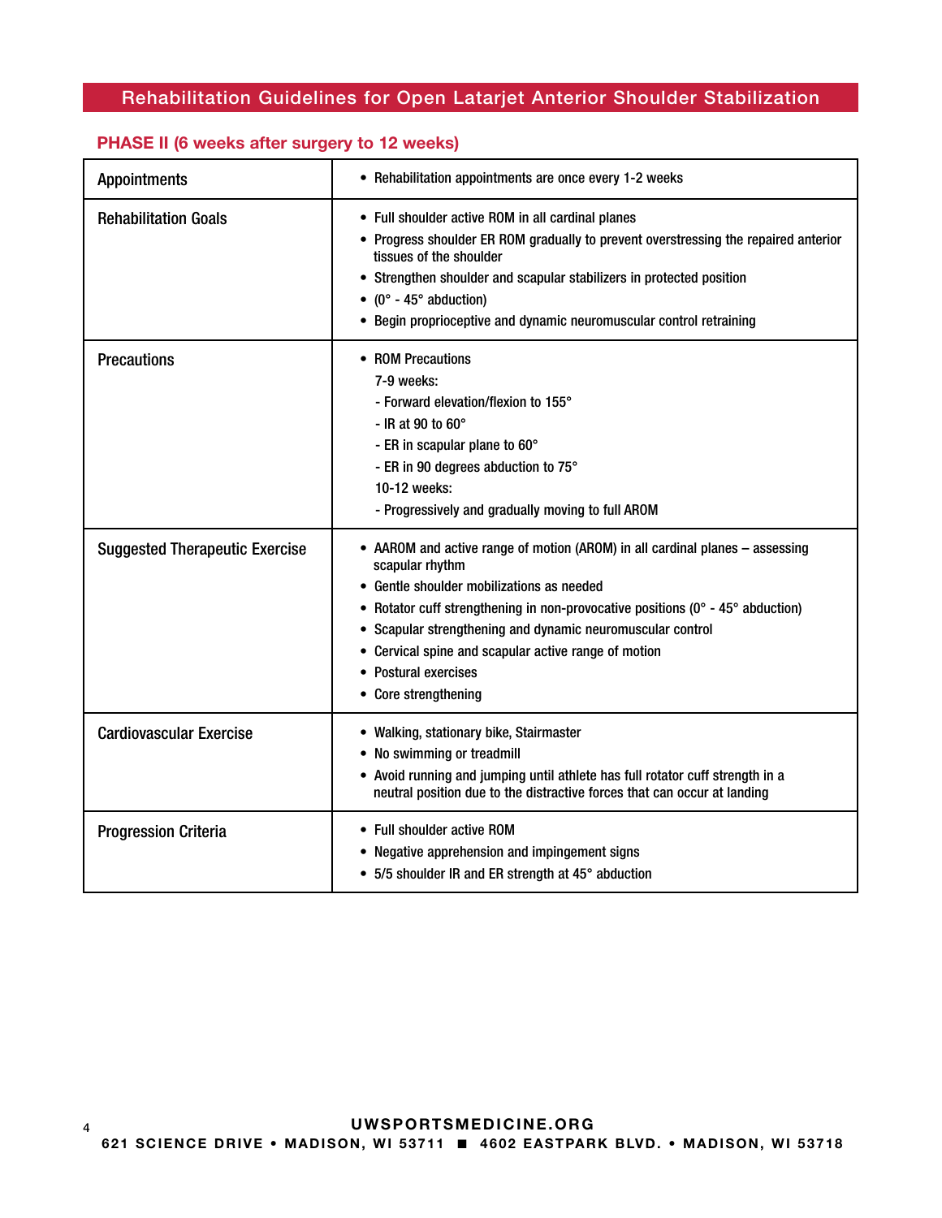# Rehabilitation Guidelines for Open Latarjet Anterior Shoulder Stabilization

## PHASE II (6 weeks after surgery to 12 weeks)

| | |
|---|---|
| Appointments | • Rehabilitation appointments are once every 1-2 weeks |
| Rehabilitation Goals | • Full shoulder active ROM in all cardinal planes<br>• Progress shoulder ER ROM gradually to prevent overstressing the repaired anterior tissues of the shoulder<br>• Strengthen shoulder and scapular stabilizers in protected position<br>• (0° - 45° abduction)<br>• Begin proprioceptive and dynamic neuromuscular control retraining |
| Precautions | • ROM Precautions<br>7-9 weeks:<br>- Forward elevation/flexion to 155°<br>- IR at 90 to 60°<br>- ER in scapular plane to 60°<br>- ER in 90 degrees abduction to 75°<br>10-12 weeks:<br>- Progressively and gradually moving to full AROM |
| Suggested Therapeutic Exercise | • AAROM and active range of motion (AROM) in all cardinal planes – assessing scapular rhythm<br>• Gentle shoulder mobilizations as needed<br>• Rotator cuff strengthening in non-provocative positions (0° - 45° abduction)<br>• Scapular strengthening and dynamic neuromuscular control<br>• Cervical spine and scapular active range of motion<br>• Postural exercises<br>• Core strengthening |
| Cardiovascular Exercise | • Walking, stationary bike, Stairmaster<br>• No swimming or treadmill<br>• Avoid running and jumping until athlete has full rotator cuff strength in a neutral position due to the distractive forces that can occur at landing |
| Progression Criteria | • Full shoulder active ROM<br>• Negative apprehension and impingement signs<br>• 5/5 shoulder IR and ER strength at 45° abduction |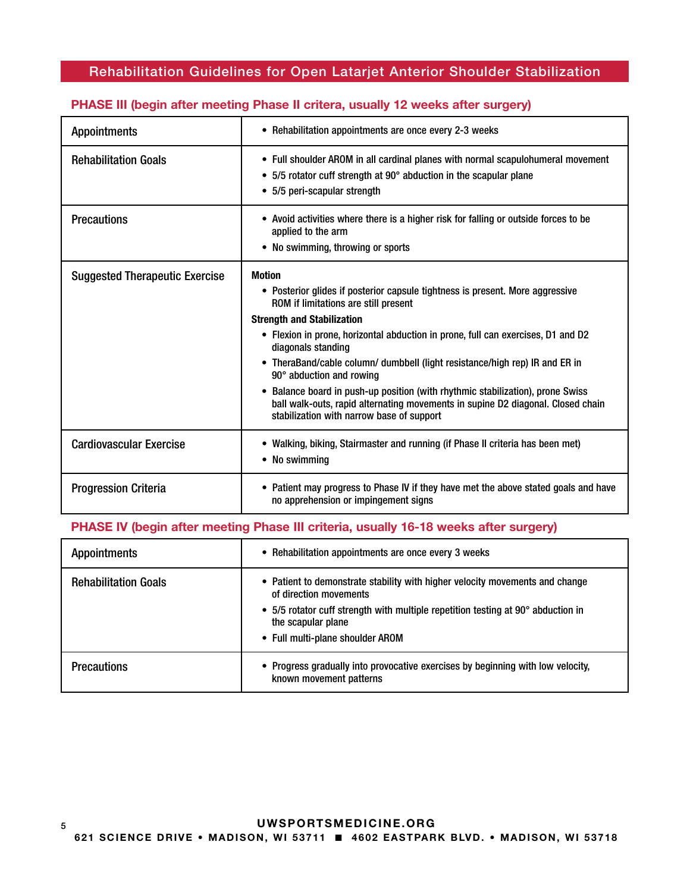# Rehabilitation Guidelines for Open Latarjet Anterior Shoulder Stabilization

## PHASE III (begin after meeting Phase II criteria, usually 12 weeks after surgery)

| | |
|---|---|
| Appointments | • Rehabilitation appointments are once every 2-3 weeks |
| Rehabilitation Goals | • Full shoulder AROM in all cardinal planes with normal scapulohumeral movement<br>• 5/5 rotator cuff strength at 90° abduction in the scapular plane<br>• 5/5 peri-scapular strength |
| Precautions | • Avoid activities where there is a higher risk for falling or outside forces to be applied to the arm<br>• No swimming, throwing or sports |
| Suggested Therapeutic Exercise | **Motion**<br>• Posterior glides if posterior capsule tightness is present. More aggressive ROM if limitations are still present<br>**Strength and Stabilization**<br>• Flexion in prone, horizontal abduction in prone, full can exercises, D1 and D2 diagonals standing<br>• TheraBand/cable column/ dumbbell (light resistance/high rep) IR and ER in 90° abduction and rowing<br>• Balance board in push-up position (with rhythmic stabilization), prone Swiss ball walk-outs, rapid alternating movements in supine D2 diagonal. Closed chain stabilization with narrow base of support |
| Cardiovascular Exercise | • Walking, biking, Stairmaster and running (if Phase II criteria has been met)<br>• No swimming |
| Progression Criteria | • Patient may progress to Phase IV if they have met the above stated goals and have no apprehension or impingement signs |

## PHASE IV (begin after meeting Phase III criteria, usually 16-18 weeks after surgery)

| | |
|---|---|
| Appointments | • Rehabilitation appointments are once every 3 weeks |
| Rehabilitation Goals | • Patient to demonstrate stability with higher velocity movements and change of direction movements<br>• 5/5 rotator cuff strength with multiple repetition testing at 90° abduction in the scapular plane<br>• Full multi-plane shoulder AROM |
| Precautions | • Progress gradually into provocative exercises by beginning with low velocity, known movement patterns |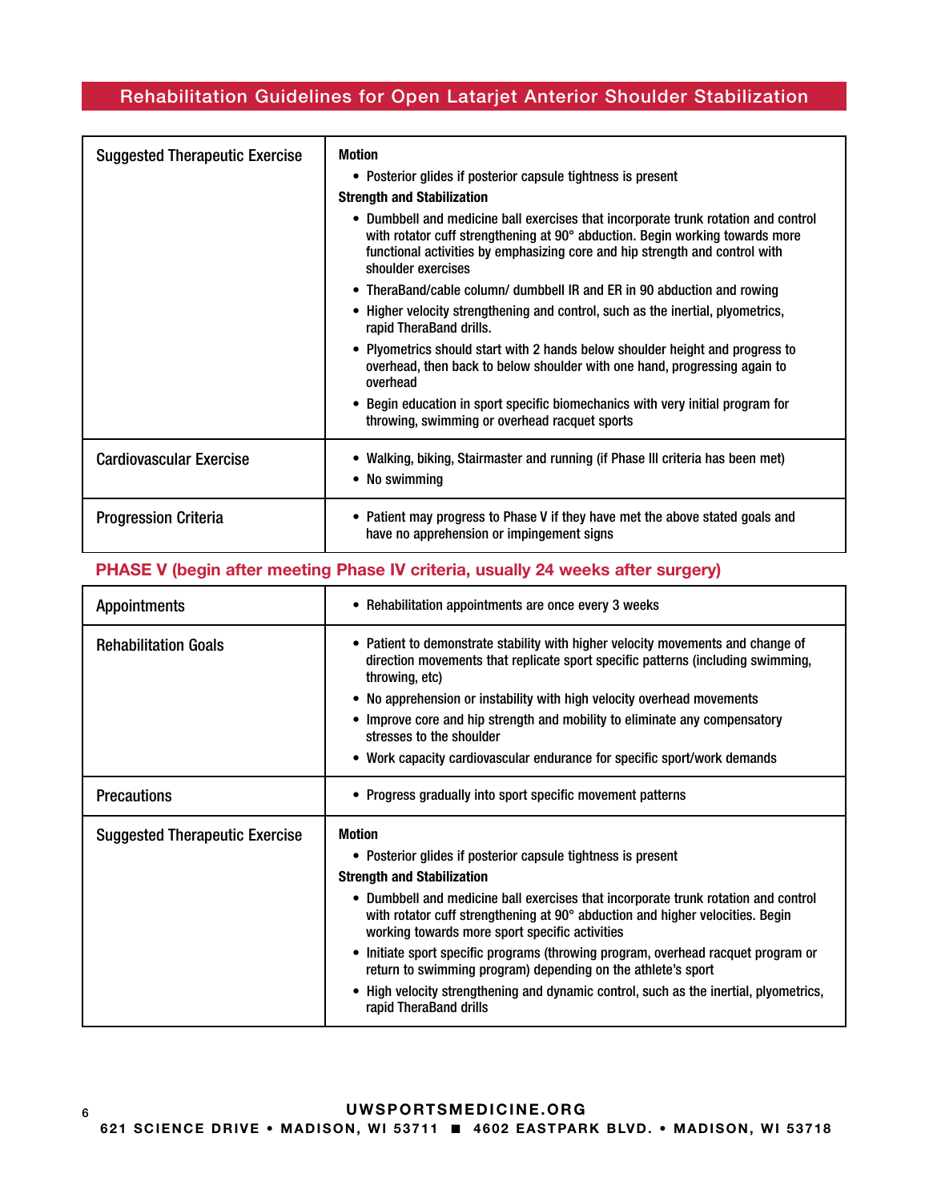| | |
|---|---|
| Suggested Therapeutic Exercise | **Motion**<br>• Posterior glides if posterior capsule tightness is present<br>**Strength and Stabilization**<br>• Dumbbell and medicine ball exercises that incorporate trunk rotation and control with rotator cuff strengthening at 90° abduction. Begin working towards more functional activities by emphasizing core and hip strength and control with shoulder exercises<br>• TheraBand/cable column/ dumbbell IR and ER in 90 abduction and rowing<br>• Higher velocity strengthening and control, such as the inertial, plyometrics, rapid TheraBand drills.<br>• Plyometrics should start with 2 hands below shoulder height and progress to overhead, then back to below shoulder with one hand, progressing again to overhead<br>• Begin education in sport specific biomechanics with very initial program for throwing, swimming or overhead racquet sports |
| Cardiovascular Exercise | • Walking, biking, Stairmaster and running (if Phase III criteria has been met)<br>• No swimming |
| Progression Criteria | • Patient may progress to Phase V if they have met the above stated goals and have no apprehension or impingement signs |

## PHASE V (begin after meeting Phase IV criteria, usually 24 weeks after surgery)

| | |
|---|---|
| Appointments | • Rehabilitation appointments are once every 3 weeks |
| Rehabilitation Goals | • Patient to demonstrate stability with higher velocity movements and change of direction movements that replicate sport specific patterns (including swimming, throwing, etc)<br>• No apprehension or instability with high velocity overhead movements<br>• Improve core and hip strength and mobility to eliminate any compensatory stresses to the shoulder<br>• Work capacity cardiovascular endurance for specific sport/work demands |
| Precautions | • Progress gradually into sport specific movement patterns |
| Suggested Therapeutic Exercise | **Motion**<br>• Posterior glides if posterior capsule tightness is present<br>**Strength and Stabilization**<br>• Dumbbell and medicine ball exercises that incorporate trunk rotation and control with rotator cuff strengthening at 90° abduction and higher velocities. Begin working towards more sport specific activities<br>• Initiate sport specific programs (throwing program, overhead racquet program or return to swimming program) depending on the athlete's sport<br>• High velocity strengthening and dynamic control, such as the inertial, plyometrics, rapid TheraBand drills |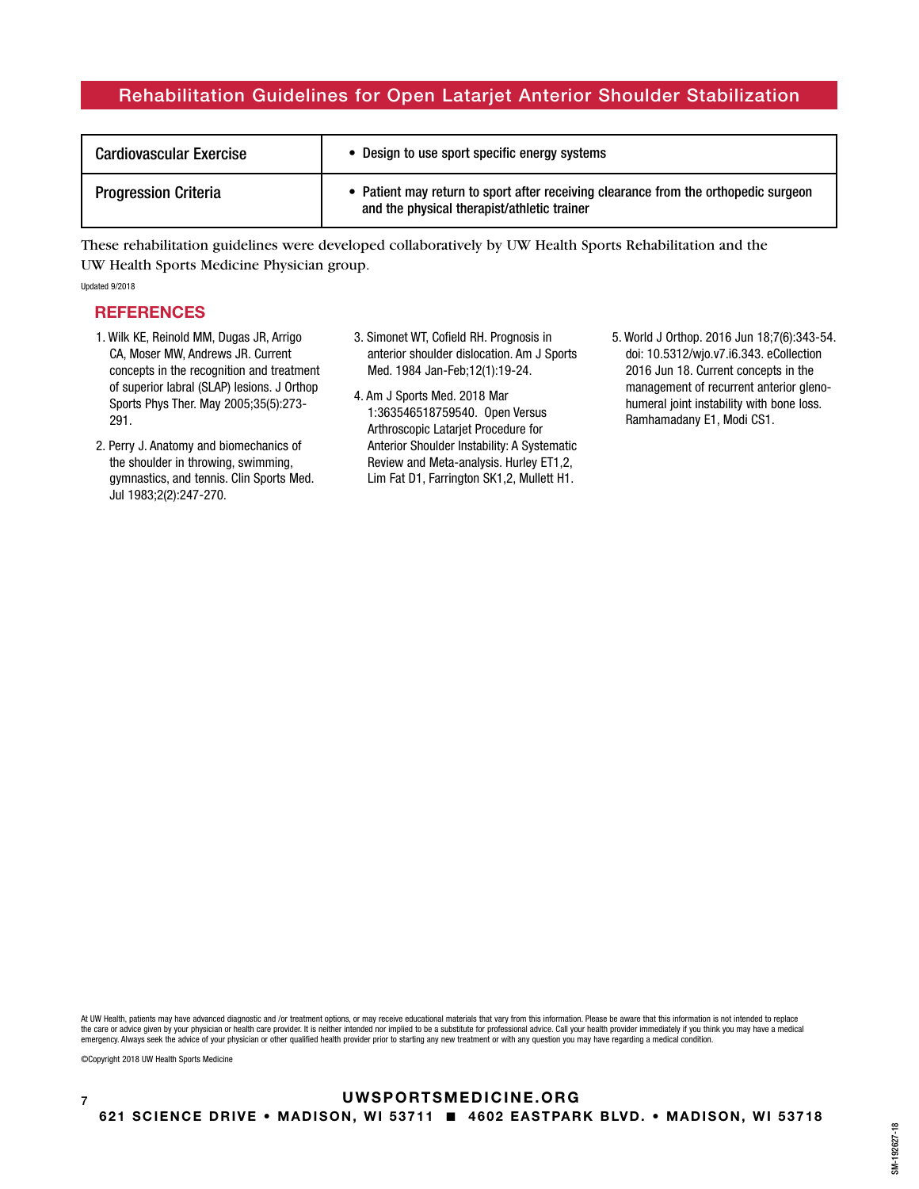# Rehabilitation Guidelines for Open Latarjet Anterior Shoulder Stabilization

| | |
|---|---|
| Cardiovascular Exercise | • Design to use sport specific energy systems |
| Progression Criteria | • Patient may return to sport after receiving clearance from the orthopedic surgeon and the physical therapist/athletic trainer |

These rehabilitation guidelines were developed collaboratively by UW Health Sports Rehabilitation and the UW Health Sports Medicine Physician group.

Updated 9/2018

## REFERENCES

1. Wilk KE, Reinold MM, Dugas JR, Arrigo CA, Moser MW, Andrews JR. Current concepts in the recognition and treatment of superior labral (SLAP) lesions. J Orthop Sports Phys Ther. May 2005;35(5):273-291.
2. Perry J. Anatomy and biomechanics of the shoulder in throwing, swimming, gymnastics, and tennis. Clin Sports Med. Jul 1983;2(2):247-270.
3. Simonet WT, Cofield RH. Prognosis in anterior shoulder dislocation. Am J Sports Med. 1984 Jan-Feb;12(1):19-24.
4. Am J Sports Med. 2018 Mar 1:363546518759540. Open Versus Arthroscopic Latarjet Procedure for Anterior Shoulder Instability: A Systematic Review and Meta-analysis. Hurley ET1,2, Lim Fat D1, Farrington SK1,2, Mullett H1.
5. World J Orthop. 2016 Jun 18;7(6):343-54. doi: 10.5312/wjo.v7.i6.343. eCollection 2016 Jun 18. Current concepts in the management of recurrent anterior gleno-humeral joint instability with bone loss. Ramhamadany E1, Modi CS1.

At UW Health, patients may have advanced diagnostic and /or treatment options, or may receive educational materials that vary from this information. Please be aware that this information is not intended to replace the care or advice given by your physician or health care provider. It is neither intended nor implied to be a substitute for professional advice. Call your health provider immediately if you think you may have a medical emergency. Always seek the advice of your physician or other qualified health provider prior to starting any new treatment or with any question you may have regarding a medical condition.

©Copyright 2018 UW Health Sports Medicine

UWSPORTSMEDICINE.ORG

621 SCIENCE DRIVE • MADISON, WI 53711 ■ 4602 EASTPARK BLVD. • MADISON, WI 53718

SM-192627-18